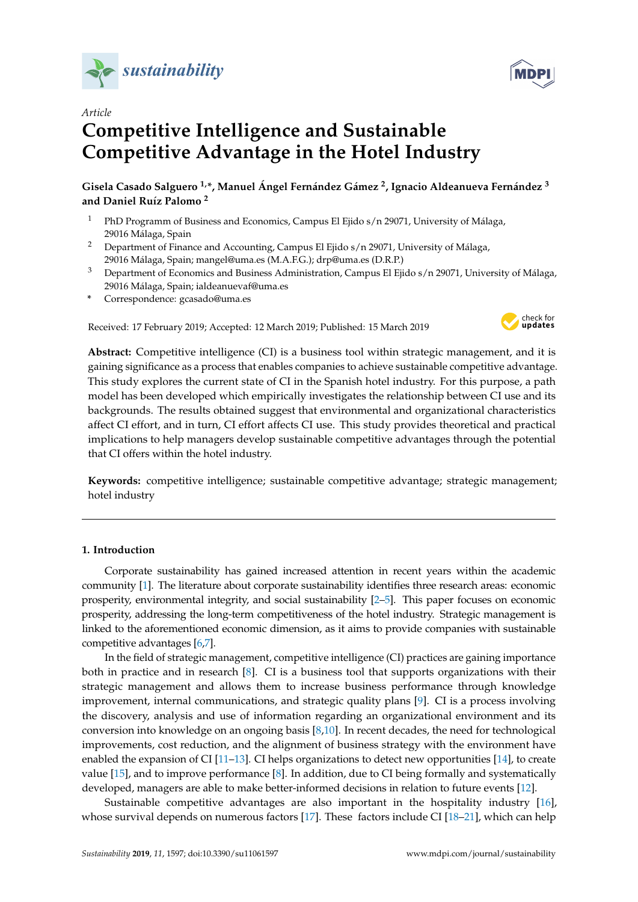*Article*

# Competitive Intelligence and Sustainable Competitive Advantage in the Hotel Industry

**Gisela Casado Salguero [1,*], Manuel Ángel Fernández Gámez [2], Ignacio Aldeanueva Fernández [3] and Daniel Ruíz Palomo [2]**

[1] PhD Programm of Business and Economics, Campus El Ejido s/n 29071, University of Málaga, 29016 Málaga, Spain

[2] Department of Finance and Accounting, Campus El Ejido s/n 29071, University of Málaga, 29016 Málaga, Spain; mangel@uma.es (M.A.F.G.); drp@uma.es (D.R.P.)

[3] Department of Economics and Business Administration, Campus El Ejido s/n 29071, University of Málaga, 29016 Málaga, Spain; ialdeanuevaf@uma.es

\* Correspondence: gcasado@uma.es

Received: 17 February 2019; Accepted: 12 March 2019; Published: 15 March 2019

**Abstract:** Competitive intelligence (CI) is a business tool within strategic management, and it is gaining significance as a process that enables companies to achieve sustainable competitive advantage. This study explores the current state of CI in the Spanish hotel industry. For this purpose, a path model has been developed which empirically investigates the relationship between CI use and its backgrounds. The results obtained suggest that environmental and organizational characteristics affect CI effort, and in turn, CI effort affects CI use. This study provides theoretical and practical implications to help managers develop sustainable competitive advantages through the potential that CI offers within the hotel industry.

**Keywords:** competitive intelligence; sustainable competitive advantage; strategic management; hotel industry

## 1. Introduction

Corporate sustainability has gained increased attention in recent years within the academic community [1]. The literature about corporate sustainability identifies three research areas: economic prosperity, environmental integrity, and social sustainability [2–5]. This paper focuses on economic prosperity, addressing the long-term competitiveness of the hotel industry. Strategic management is linked to the aforementioned economic dimension, as it aims to provide companies with sustainable competitive advantages [6,7].

In the field of strategic management, competitive intelligence (CI) practices are gaining importance both in practice and in research [8]. CI is a business tool that supports organizations with their strategic management and allows them to increase business performance through knowledge improvement, internal communications, and strategic quality plans [9]. CI is a process involving the discovery, analysis and use of information regarding an organizational environment and its conversion into knowledge on an ongoing basis [8,10]. In recent decades, the need for technological improvements, cost reduction, and the alignment of business strategy with the environment have enabled the expansion of CI [11–13]. CI helps organizations to detect new opportunities [14], to create value [15], and to improve performance [8]. In addition, due to CI being formally and systematically developed, managers are able to make better-informed decisions in relation to future events [12].

Sustainable competitive advantages are also important in the hospitality industry [16], whose survival depends on numerous factors [17]. These factors include CI [18–21], which can help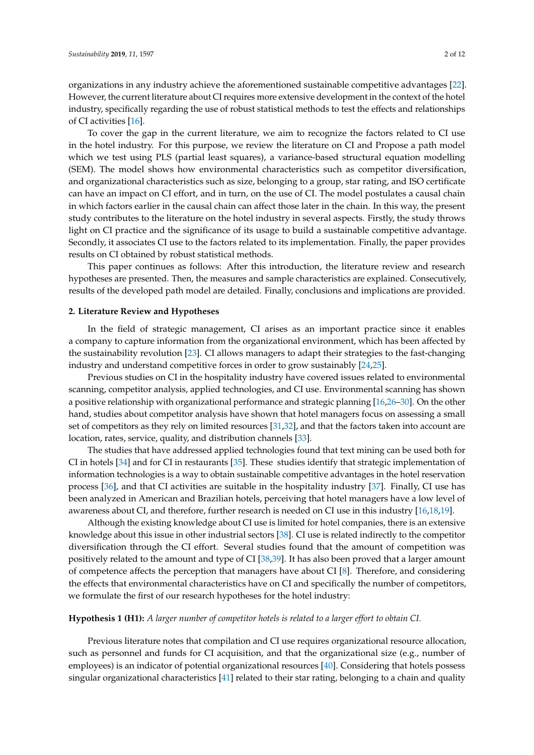organizations in any industry achieve the aforementioned sustainable competitive advantages [22]. However, the current literature about CI requires more extensive development in the context of the hotel industry, specifically regarding the use of robust statistical methods to test the effects and relationships of CI activities [16].

To cover the gap in the current literature, we aim to recognize the factors related to CI use in the hotel industry. For this purpose, we review the literature on CI and Propose a path model which we test using PLS (partial least squares), a variance-based structural equation modelling (SEM). The model shows how environmental characteristics such as competitor diversification, and organizational characteristics such as size, belonging to a group, star rating, and ISO certificate can have an impact on CI effort, and in turn, on the use of CI. The model postulates a causal chain in which factors earlier in the causal chain can affect those later in the chain. In this way, the present study contributes to the literature on the hotel industry in several aspects. Firstly, the study throws light on CI practice and the significance of its usage to build a sustainable competitive advantage. Secondly, it associates CI use to the factors related to its implementation. Finally, the paper provides results on CI obtained by robust statistical methods.

This paper continues as follows: After this introduction, the literature review and research hypotheses are presented. Then, the measures and sample characteristics are explained. Consecutively, results of the developed path model are detailed. Finally, conclusions and implications are provided.

## 2. Literature Review and Hypotheses

In the field of strategic management, CI arises as an important practice since it enables a company to capture information from the organizational environment, which has been affected by the sustainability revolution [23]. CI allows managers to adapt their strategies to the fast-changing industry and understand competitive forces in order to grow sustainably [24,25].

Previous studies on CI in the hospitality industry have covered issues related to environmental scanning, competitor analysis, applied technologies, and CI use. Environmental scanning has shown a positive relationship with organizational performance and strategic planning [16,26–30]. On the other hand, studies about competitor analysis have shown that hotel managers focus on assessing a small set of competitors as they rely on limited resources [31,32], and that the factors taken into account are location, rates, service, quality, and distribution channels [33].

The studies that have addressed applied technologies found that text mining can be used both for CI in hotels [34] and for CI in restaurants [35]. These studies identify that strategic implementation of information technologies is a way to obtain sustainable competitive advantages in the hotel reservation process [36], and that CI activities are suitable in the hospitality industry [37]. Finally, CI use has been analyzed in American and Brazilian hotels, perceiving that hotel managers have a low level of awareness about CI, and therefore, further research is needed on CI use in this industry [16,18,19].

Although the existing knowledge about CI use is limited for hotel companies, there is an extensive knowledge about this issue in other industrial sectors [38]. CI use is related indirectly to the competitor diversification through the CI effort. Several studies found that the amount of competition was positively related to the amount and type of CI [38,39]. It has also been proved that a larger amount of competence affects the perception that managers have about CI [8]. Therefore, and considering the effects that environmental characteristics have on CI and specifically the number of competitors, we formulate the first of our research hypotheses for the hotel industry:

**Hypothesis 1 (H1):** *A larger number of competitor hotels is related to a larger effort to obtain CI.*

Previous literature notes that compilation and CI use requires organizational resource allocation, such as personnel and funds for CI acquisition, and that the organizational size (e.g., number of employees) is an indicator of potential organizational resources [40]. Considering that hotels possess singular organizational characteristics [41] related to their star rating, belonging to a chain and quality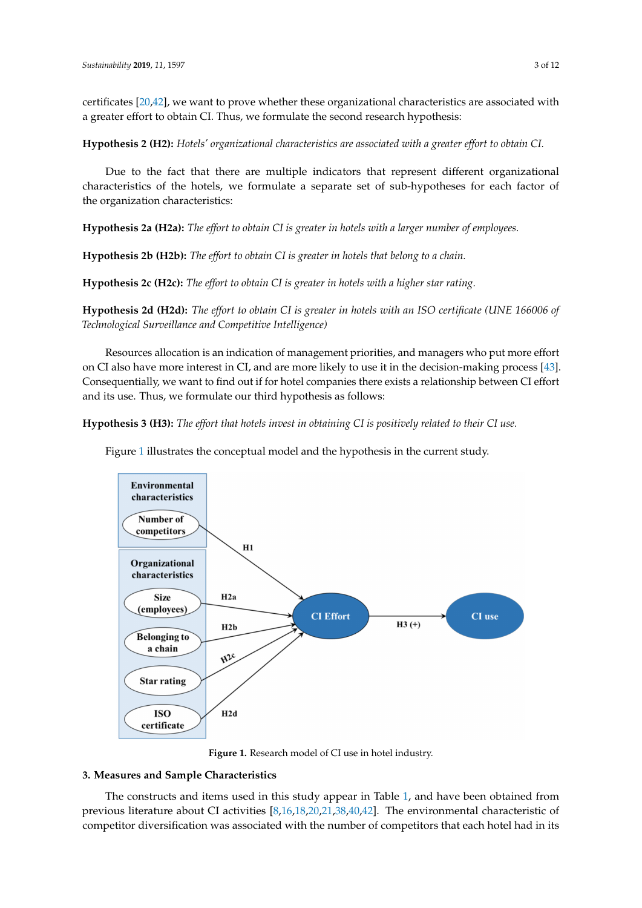certificates [20,42], we want to prove whether these organizational characteristics are associated with a greater effort to obtain CI. Thus, we formulate the second research hypothesis:

**Hypothesis 2 (H2):** *Hotels' organizational characteristics are associated with a greater effort to obtain CI.*

Due to the fact that there are multiple indicators that represent different organizational characteristics of the hotels, we formulate a separate set of sub-hypotheses for each factor of the organization characteristics:

**Hypothesis 2a (H2a):** *The effort to obtain CI is greater in hotels with a larger number of employees.*

**Hypothesis 2b (H2b):** *The effort to obtain CI is greater in hotels that belong to a chain.*

**Hypothesis 2c (H2c):** *The effort to obtain CI is greater in hotels with a higher star rating.*

**Hypothesis 2d (H2d):** *The effort to obtain CI is greater in hotels with an ISO certificate (UNE 166006 of Technological Surveillance and Competitive Intelligence)*

Resources allocation is an indication of management priorities, and managers who put more effort on CI also have more interest in CI, and are more likely to use it in the decision-making process [43]. Consequentially, we want to find out if for hotel companies there exists a relationship between CI effort and its use. Thus, we formulate our third hypothesis as follows:

**Hypothesis 3 (H3):** *The effort that hotels invest in obtaining CI is positively related to their CI use.*

Figure 1 illustrates the conceptual model and the hypothesis in the current study.

**Figure 1.** Research model of CI use in hotel industry.

## 3. Measures and Sample Characteristics

The constructs and items used in this study appear in Table 1, and have been obtained from previous literature about CI activities [8,16,18,20,21,38,40,42]. The environmental characteristic of competitor diversification was associated with the number of competitors that each hotel had in its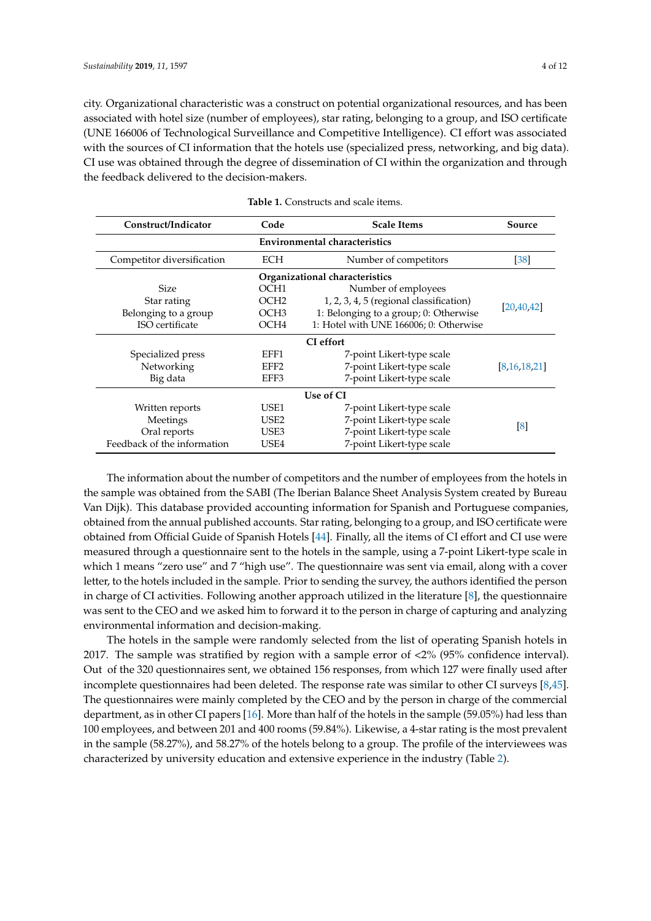city. Organizational characteristic was a construct on potential organizational resources, and has been associated with hotel size (number of employees), star rating, belonging to a group, and ISO certificate (UNE 166006 of Technological Surveillance and Competitive Intelligence). CI effort was associated with the sources of CI information that the hotels use (specialized press, networking, and big data). CI use was obtained through the degree of dissemination of CI within the organization and through the feedback delivered to the decision-makers.

**Table 1.** Constructs and scale items.

| Construct/Indicator | Code | Scale Items | Source |
|---|---|---|---|
| **Environmental characteristics** | | | |
| Competitor diversification | ECH | Number of competitors | [38] |
| **Organizational characteristics** | | | |
| Size | OCH1 | Number of employees | [20,40,42] |
| Star rating | OCH2 | 1, 2, 3, 4, 5 (regional classification) | |
| Belonging to a group | OCH3 | 1: Belonging to a group; 0: Otherwise | |
| ISO certificate | OCH4 | 1: Hotel with UNE 166006; 0: Otherwise | |
| **CI effort** | | | |
| Specialized press | EFF1 | 7-point Likert-type scale | [8,16,18,21] |
| Networking | EFF2 | 7-point Likert-type scale | |
| Big data | EFF3 | 7-point Likert-type scale | |
| **Use of CI** | | | |
| Written reports | USE1 | 7-point Likert-type scale | [8] |
| Meetings | USE2 | 7-point Likert-type scale | |
| Oral reports | USE3 | 7-point Likert-type scale | |
| Feedback of the information | USE4 | 7-point Likert-type scale | |

The information about the number of competitors and the number of employees from the hotels in the sample was obtained from the SABI (The Iberian Balance Sheet Analysis System created by Bureau Van Dijk). This database provided accounting information for Spanish and Portuguese companies, obtained from the annual published accounts. Star rating, belonging to a group, and ISO certificate were obtained from Official Guide of Spanish Hotels [44]. Finally, all the items of CI effort and CI use were measured through a questionnaire sent to the hotels in the sample, using a 7-point Likert-type scale in which 1 means "zero use" and 7 "high use". The questionnaire was sent via email, along with a cover letter, to the hotels included in the sample. Prior to sending the survey, the authors identified the person in charge of CI activities. Following another approach utilized in the literature [8], the questionnaire was sent to the CEO and we asked him to forward it to the person in charge of capturing and analyzing environmental information and decision-making.

The hotels in the sample were randomly selected from the list of operating Spanish hotels in 2017. The sample was stratified by region with a sample error of <2% (95% confidence interval). Out of the 320 questionnaires sent, we obtained 156 responses, from which 127 were finally used after incomplete questionnaires had been deleted. The response rate was similar to other CI surveys [8,45]. The questionnaires were mainly completed by the CEO and by the person in charge of the commercial department, as in other CI papers [16]. More than half of the hotels in the sample (59.05%) had less than 100 employees, and between 201 and 400 rooms (59.84%). Likewise, a 4-star rating is the most prevalent in the sample (58.27%), and 58.27% of the hotels belong to a group. The profile of the interviewees was characterized by university education and extensive experience in the industry (Table 2).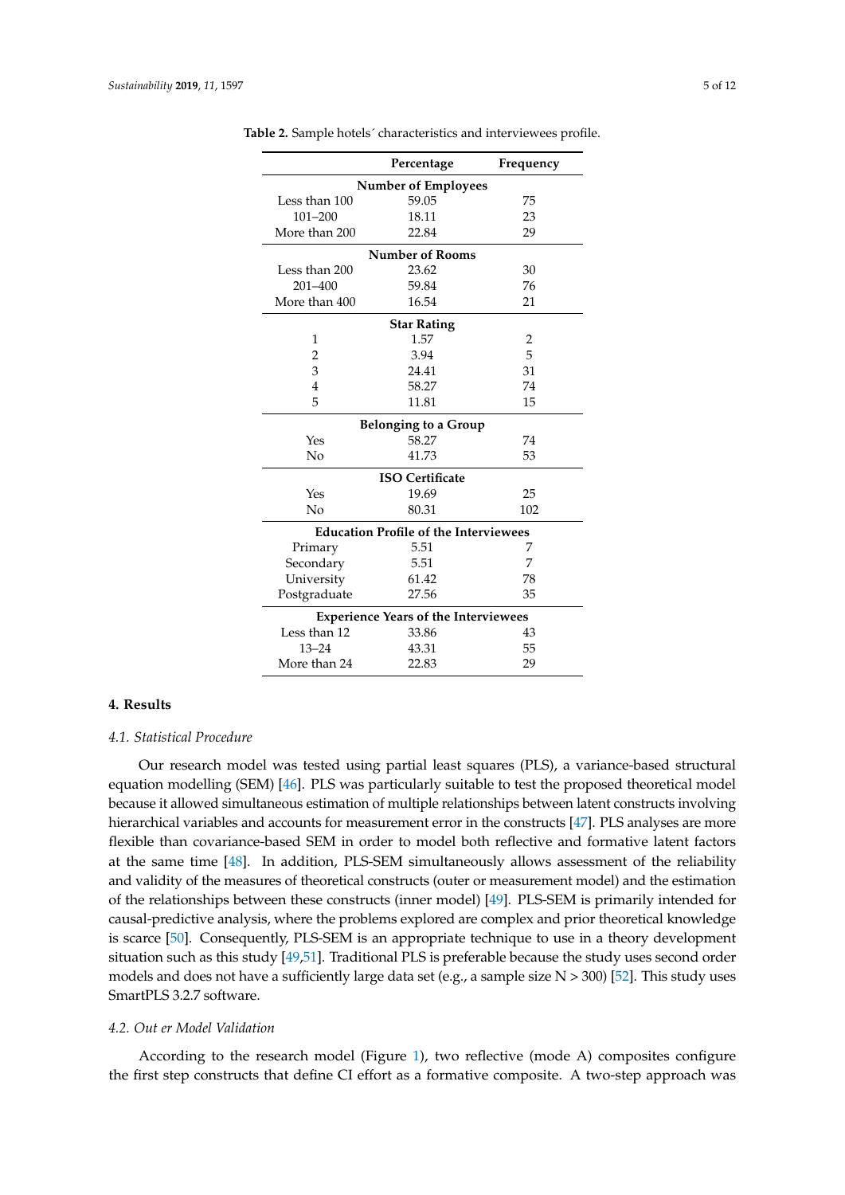**Table 2.** Sample hotels´ characteristics and interviewees profile.

| | Percentage | Frequency |
|---|---|---|
| **Number of Employees** | | |
| Less than 100 | 59.05 | 75 |
| 101–200 | 18.11 | 23 |
| More than 200 | 22.84 | 29 |
| **Number of Rooms** | | |
| Less than 200 | 23.62 | 30 |
| 201–400 | 59.84 | 76 |
| More than 400 | 16.54 | 21 |
| **Star Rating** | | |
| 1 | 1.57 | 2 |
| 2 | 3.94 | 5 |
| 3 | 24.41 | 31 |
| 4 | 58.27 | 74 |
| 5 | 11.81 | 15 |
| **Belonging to a Group** | | |
| Yes | 58.27 | 74 |
| No | 41.73 | 53 |
| **ISO Certificate** | | |
| Yes | 19.69 | 25 |
| No | 80.31 | 102 |
| **Education Profile of the Interviewees** | | |
| Primary | 5.51 | 7 |
| Secondary | 5.51 | 7 |
| University | 61.42 | 78 |
| Postgraduate | 27.56 | 35 |
| **Experience Years of the Interviewees** | | |
| Less than 12 | 33.86 | 43 |
| 13–24 | 43.31 | 55 |
| More than 24 | 22.83 | 29 |

## 4. Results

### 4.1. Statistical Procedure

Our research model was tested using partial least squares (PLS), a variance-based structural equation modelling (SEM) [46]. PLS was particularly suitable to test the proposed theoretical model because it allowed simultaneous estimation of multiple relationships between latent constructs involving hierarchical variables and accounts for measurement error in the constructs [47]. PLS analyses are more flexible than covariance-based SEM in order to model both reflective and formative latent factors at the same time [48]. In addition, PLS-SEM simultaneously allows assessment of the reliability and validity of the measures of theoretical constructs (outer or measurement model) and the estimation of the relationships between these constructs (inner model) [49]. PLS-SEM is primarily intended for causal-predictive analysis, where the problems explored are complex and prior theoretical knowledge is scarce [50]. Consequently, PLS-SEM is an appropriate technique to use in a theory development situation such as this study [49,51]. Traditional PLS is preferable because the study uses second order models and does not have a sufficiently large data set (e.g., a sample size N > 300) [52]. This study uses SmartPLS 3.2.7 software.

### 4.2. Out er Model Validation

According to the research model (Figure 1), two reflective (mode A) composites configure the first step constructs that define CI effort as a formative composite. A two-step approach was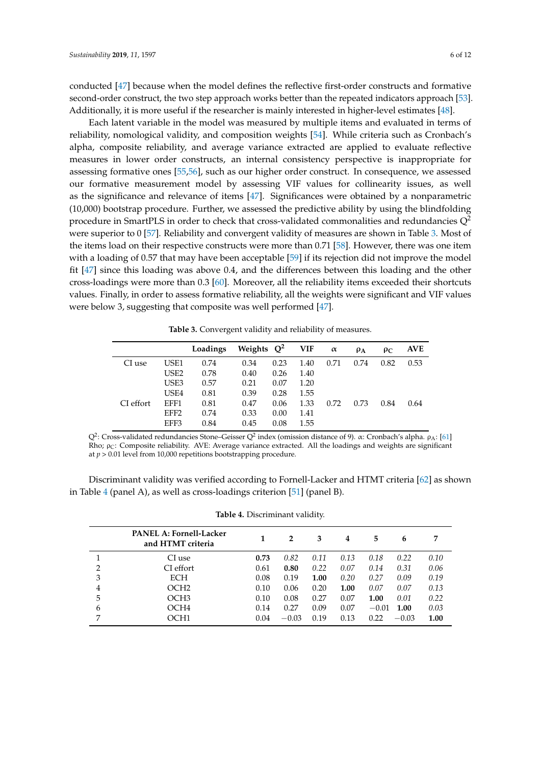conducted [47] because when the model defines the reflective first-order constructs and formative second-order construct, the two step approach works better than the repeated indicators approach [53]. Additionally, it is more useful if the researcher is mainly interested in higher-level estimates [48].

Each latent variable in the model was measured by multiple items and evaluated in terms of reliability, nomological validity, and composition weights [54]. While criteria such as Cronbach's alpha, composite reliability, and average variance extracted are applied to evaluate reflective measures in lower order constructs, an internal consistency perspective is inappropriate for assessing formative ones [55,56], such as our higher order construct. In consequence, we assessed our formative measurement model by assessing VIF values for collinearity issues, as well as the significance and relevance of items [47]. Significances were obtained by a nonparametric (10,000) bootstrap procedure. Further, we assessed the predictive ability by using the blindfolding procedure in SmartPLS in order to check that cross-validated commonalities and redundancies $Q^2$ were superior to 0 [57]. Reliability and convergent validity of measures are shown in Table 3. Most of the items load on their respective constructs were more than 0.71 [58]. However, there was one item with a loading of 0.57 that may have been acceptable [59] if its rejection did not improve the model fit [47] since this loading was above 0.4, and the differences between this loading and the other cross-loadings were more than 0.3 [60]. Moreover, all the reliability items exceeded their shortcuts values. Finally, in order to assess formative reliability, all the weights were significant and VIF values were below 3, suggesting that composite was well performed [47].

**Table 3.** Convergent validity and reliability of measures.

| | | Loadings | Weights | $Q^2$ | VIF | $\alpha$ | $\rho_A$ | $\rho_C$ | AVE |
|---|---|---|---|---|---|---|---|---|---|
| CI use | USE1 | 0.74 | 0.34 | 0.23 | 1.40 | 0.71 | 0.74 | 0.82 | 0.53 |
| | USE2 | 0.78 | 0.40 | 0.26 | 1.40 | | | | |
| | USE3 | 0.57 | 0.21 | 0.07 | 1.20 | | | | |
| | USE4 | 0.81 | 0.39 | 0.28 | 1.55 | | | | |
| CI effort | EFF1 | 0.81 | 0.47 | 0.06 | 1.33 | 0.72 | 0.73 | 0.84 | 0.64 |
| | EFF2 | 0.74 | 0.33 | 0.00 | 1.41 | | | | |
| | EFF3 | 0.84 | 0.45 | 0.08 | 1.55 | | | | |

$Q^2$: Cross-validated redundancies Stone–Geisser $Q^2$ index (omission distance of 9). $\alpha$: Cronbach's alpha. $\rho_A$: [61] Rho; $\rho_C$: Composite reliability. AVE: Average variance extracted. All the loadings and weights are significant at $p > 0.01$ level from 10,000 repetitions bootstrapping procedure.

Discriminant validity was verified according to Fornell-Lacker and HTMT criteria [62] as shown in Table 4 (panel A), as well as cross-loadings criterion [51] (panel B).

**Table 4.** Discriminant validity.

| | PANEL A: Fornell-Lacker and HTMT criteria | 1 | 2 | 3 | 4 | 5 | 6 | 7 |
|---|---|---|---|---|---|---|---|---|
| 1 | CI use | **0.73** | *0.82* | *0.11* | *0.13* | *0.18* | *0.22* | *0.10* |
| 2 | CI effort | 0.61 | **0.80** | *0.22* | *0.07* | *0.14* | *0.31* | *0.06* |
| 3 | ECH | 0.08 | 0.19 | **1.00** | *0.20* | *0.27* | *0.09* | *0.19* |
| 4 | OCH2 | 0.10 | 0.06 | 0.20 | **1.00** | *0.07* | *0.07* | *0.13* |
| 5 | OCH3 | 0.10 | 0.08 | 0.27 | 0.07 | **1.00** | *0.01* | *0.22* |
| 6 | OCH4 | 0.14 | 0.27 | 0.09 | 0.07 | −0.01 | **1.00** | *0.03* |
| 7 | OCH1 | 0.04 | −0.03 | 0.19 | 0.13 | 0.22 | −0.03 | **1.00** |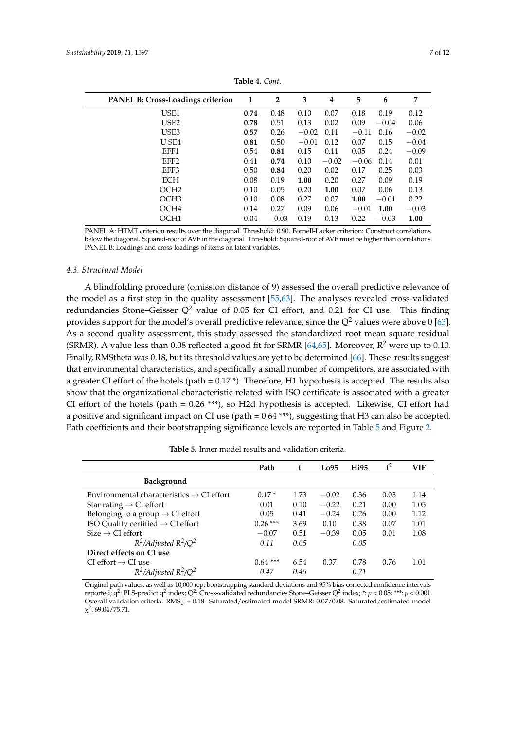**Table 4.** *Cont.*

| PANEL B: Cross-Loadings criterion | 1 | 2 | 3 | 4 | 5 | 6 | 7 |
|---|---|---|---|---|---|---|---|
| USE1 | **0.74** | 0.48 | 0.10 | 0.07 | 0.18 | 0.19 | 0.12 |
| USE2 | **0.78** | 0.51 | 0.13 | 0.02 | 0.09 | −0.04 | 0.06 |
| USE3 | **0.57** | 0.26 | −0.02 | 0.11 | −0.11 | 0.16 | −0.02 |
| U SE4 | **0.81** | 0.50 | −0.01 | 0.12 | 0.07 | 0.15 | −0.04 |
| EFF1 | 0.54 | **0.81** | 0.15 | 0.11 | 0.05 | 0.24 | −0.09 |
| EFF2 | 0.41 | **0.74** | 0.10 | −0.02 | −0.06 | 0.14 | 0.01 |
| EFF3 | 0.50 | **0.84** | 0.20 | 0.02 | 0.17 | 0.25 | 0.03 |
| ECH | 0.08 | 0.19 | **1.00** | 0.20 | 0.27 | 0.09 | 0.19 |
| OCH2 | 0.10 | 0.05 | 0.20 | **1.00** | 0.07 | 0.06 | 0.13 |
| OCH3 | 0.10 | 0.08 | 0.27 | 0.07 | **1.00** | −0.01 | 0.22 |
| OCH4 | 0.14 | 0.27 | 0.09 | 0.06 | −0.01 | **1.00** | −0.03 |
| OCH1 | 0.04 | −0.03 | 0.19 | 0.13 | 0.22 | −0.03 | **1.00** |

PANEL A: HTMT criterion results over the diagonal. Threshold: 0.90. Fornell-Lacker criterion: Construct correlations below the diagonal. Squared-root of AVE in the diagonal. Threshold: Squared-root of AVE must be higher than correlations. PANEL B: Loadings and cross-loadings of items on latent variables.

### *4.3. Structural Model*

A blindfolding procedure (omission distance of 9) assessed the overall predictive relevance of the model as a first step in the quality assessment [55,63]. The analyses revealed cross-validated redundancies Stone–Geisser $Q^2$ value of 0.05 for CI effort, and 0.21 for CI use. This finding provides support for the model's overall predictive relevance, since the $Q^2$ values were above 0 [63]. As a second quality assessment, this study assessed the standardized root mean square residual (SRMR). A value less than 0.08 reflected a good fit for SRMR [64,65]. Moreover, $R^2$ were up to 0.10. Finally, RMStheta was 0.18, but its threshold values are yet to be determined [66]. These results suggest that environmental characteristics, and specifically a small number of competitors, are associated with a greater CI effort of the hotels (path = 0.17 *). Therefore, H1 hypothesis is accepted. The results also show that the organizational characteristic related with ISO certificate is associated with a greater CI effort of the hotels (path = 0.26 ***), so H2d hypothesis is accepted. Likewise, CI effort had a positive and significant impact on CI use (path = 0.64 ***), suggesting that H3 can also be accepted. Path coefficients and their bootstrapping significance levels are reported in Table 5 and Figure 2.

**Table 5.** Inner model results and validation criteria.

| | Path | t | Lo95 | Hi95 | $f^2$ | VIF |
|---|---|---|---|---|---|---|
| **Background** | | | | | | |
| Environmental characteristics → CI effort | 0.17 * | 1.73 | −0.02 | 0.36 | 0.03 | 1.14 |
| Star rating → CI effort | 0.01 | 0.10 | −0.22 | 0.21 | 0.00 | 1.05 |
| Belonging to a group → CI effort | 0.05 | 0.41 | −0.24 | 0.26 | 0.00 | 1.12 |
| ISO Quality certified → CI effort | 0.26 *** | 3.69 | 0.10 | 0.38 | 0.07 | 1.01 |
| Size → CI effort | −0.07 | 0.51 | −0.39 | 0.05 | 0.01 | 1.08 |
| *$R^2$/Adjusted $R^2$/$Q^2$* | *0.11* | *0.05* | | *0.05* | | |
| **Direct effects on CI use** | | | | | | |
| CI effort → CI use | 0.64 *** | 6.54 | 0.37 | 0.78 | 0.76 | 1.01 |
| *$R^2$/Adjusted $R^2$/$Q^2$* | *0.47* | *0.45* | | *0.21* | | |

Original path values, as well as 10,000 rep; bootstrapping standard deviations and 95% bias-corrected confidence intervals reported; $q^2$: PLS-predict $q^2$ index; $Q^2$: Cross-validated redundancies Stone–Geisser $Q^2$ index; *: $p < 0.05$; ***: $p < 0.001$. Overall validation criteria: $RMS_\theta$ = 0.18. Saturated/estimated model SRMR: 0.07/0.08. Saturated/estimated model $\chi^2$: 69.04/75.71.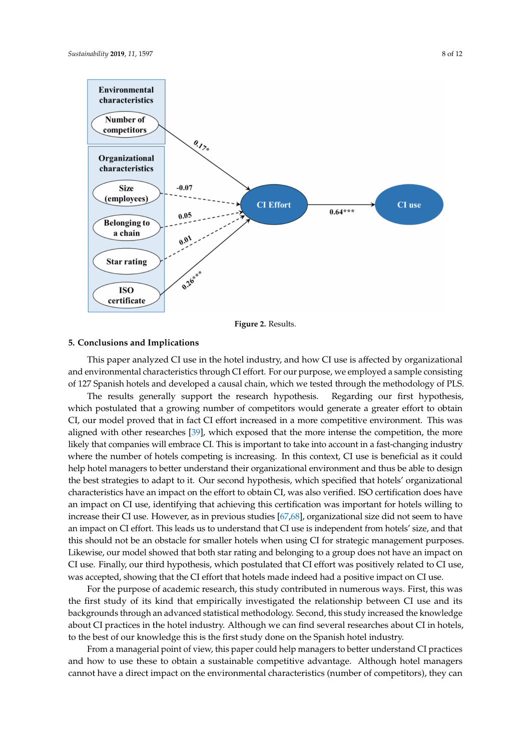Environmental characteristics

Number of competitors

Organizational characteristics

Size (employees)

Belonging to a chain

Star rating

ISO certificate

0.17*

-0.07

0.05

0.01

0.26***

CI Effort

0.64***

CI use

**Figure 2.** Results.

## 5. Conclusions and Implications

This paper analyzed CI use in the hotel industry, and how CI use is affected by organizational and environmental characteristics through CI effort. For our purpose, we employed a sample consisting of 127 Spanish hotels and developed a causal chain, which we tested through the methodology of PLS.

The results generally support the research hypothesis. Regarding our first hypothesis, which postulated that a growing number of competitors would generate a greater effort to obtain CI, our model proved that in fact CI effort increased in a more competitive environment. This was aligned with other researches [39], which exposed that the more intense the competition, the more likely that companies will embrace CI. This is important to take into account in a fast-changing industry where the number of hotels competing is increasing. In this context, CI use is beneficial as it could help hotel managers to better understand their organizational environment and thus be able to design the best strategies to adapt to it. Our second hypothesis, which specified that hotels' organizational characteristics have an impact on the effort to obtain CI, was also verified. ISO certification does have an impact on CI use, identifying that achieving this certification was important for hotels willing to increase their CI use. However, as in previous studies [67,68], organizational size did not seem to have an impact on CI effort. This leads us to understand that CI use is independent from hotels' size, and that this should not be an obstacle for smaller hotels when using CI for strategic management purposes. Likewise, our model showed that both star rating and belonging to a group does not have an impact on CI use. Finally, our third hypothesis, which postulated that CI effort was positively related to CI use, was accepted, showing that the CI effort that hotels made indeed had a positive impact on CI use.

For the purpose of academic research, this study contributed in numerous ways. First, this was the first study of its kind that empirically investigated the relationship between CI use and its backgrounds through an advanced statistical methodology. Second, this study increased the knowledge about CI practices in the hotel industry. Although we can find several researches about CI in hotels, to the best of our knowledge this is the first study done on the Spanish hotel industry.

From a managerial point of view, this paper could help managers to better understand CI practices and how to use these to obtain a sustainable competitive advantage. Although hotel managers cannot have a direct impact on the environmental characteristics (number of competitors), they can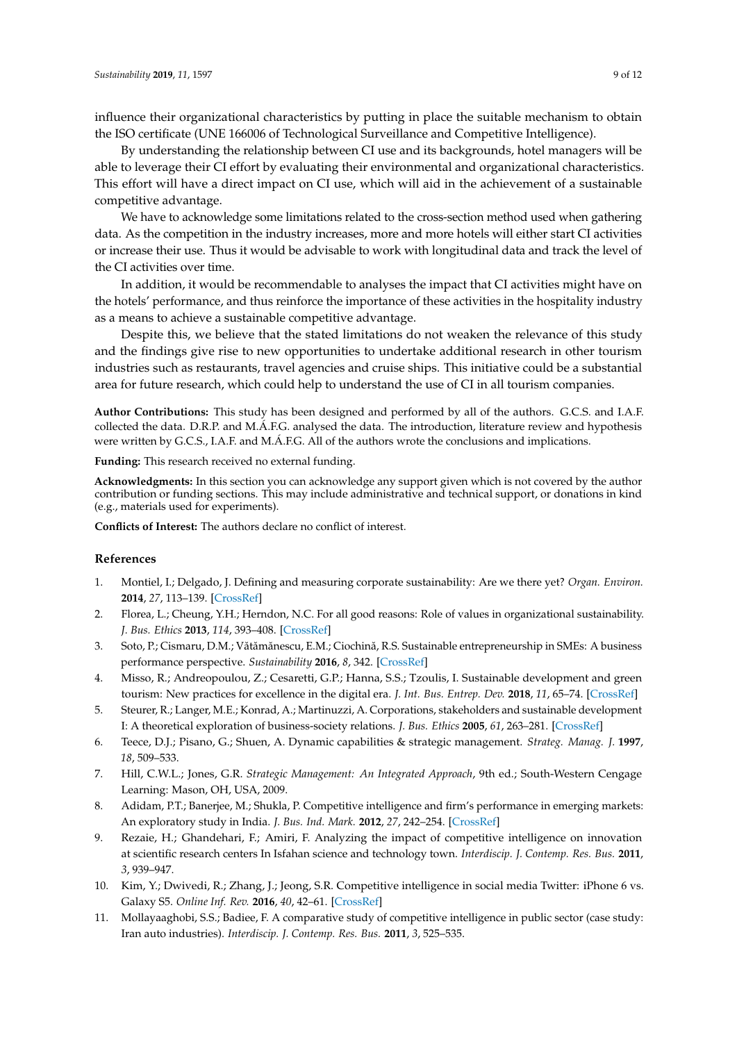influence their organizational characteristics by putting in place the suitable mechanism to obtain the ISO certificate (UNE 166006 of Technological Surveillance and Competitive Intelligence).

By understanding the relationship between CI use and its backgrounds, hotel managers will be able to leverage their CI effort by evaluating their environmental and organizational characteristics. This effort will have a direct impact on CI use, which will aid in the achievement of a sustainable competitive advantage.

We have to acknowledge some limitations related to the cross-section method used when gathering data. As the competition in the industry increases, more and more hotels will either start CI activities or increase their use. Thus it would be advisable to work with longitudinal data and track the level of the CI activities over time.

In addition, it would be recommendable to analyses the impact that CI activities might have on the hotels' performance, and thus reinforce the importance of these activities in the hospitality industry as a means to achieve a sustainable competitive advantage.

Despite this, we believe that the stated limitations do not weaken the relevance of this study and the findings give rise to new opportunities to undertake additional research in other tourism industries such as restaurants, travel agencies and cruise ships. This initiative could be a substantial area for future research, which could help to understand the use of CI in all tourism companies.

**Author Contributions:** This study has been designed and performed by all of the authors. G.C.S. and I.A.F. collected the data. D.R.P. and M.Á.F.G. analysed the data. The introduction, literature review and hypothesis were written by G.C.S., I.A.F. and M.Á.F.G. All of the authors wrote the conclusions and implications.

**Funding:** This research received no external funding.

**Acknowledgments:** In this section you can acknowledge any support given which is not covered by the author contribution or funding sections. This may include administrative and technical support, or donations in kind (e.g., materials used for experiments).

**Conflicts of Interest:** The authors declare no conflict of interest.

## References

1. Montiel, I.; Delgado, J. Defining and measuring corporate sustainability: Are we there yet? *Organ. Environ.* **2014**, *27*, 113–139. [CrossRef]
2. Florea, L.; Cheung, Y.H.; Herndon, N.C. For all good reasons: Role of values in organizational sustainability. *J. Bus. Ethics* **2013**, *114*, 393–408. [CrossRef]
3. Soto, P.; Cismaru, D.M.; Vătămănescu, E.M.; Ciochină, R.S. Sustainable entrepreneurship in SMEs: A business performance perspective. *Sustainability* **2016**, *8*, 342. [CrossRef]
4. Misso, R.; Andreopoulou, Z.; Cesaretti, G.P.; Hanna, S.S.; Tzoulis, I. Sustainable development and green tourism: New practices for excellence in the digital era. *J. Int. Bus. Entrep. Dev.* **2018**, *11*, 65–74. [CrossRef]
5. Steurer, R.; Langer, M.E.; Konrad, A.; Martinuzzi, A. Corporations, stakeholders and sustainable development I: A theoretical exploration of business-society relations. *J. Bus. Ethics* **2005**, *61*, 263–281. [CrossRef]
6. Teece, D.J.; Pisano, G.; Shuen, A. Dynamic capabilities & strategic management. *Strateg. Manag. J.* **1997**, *18*, 509–533.
7. Hill, C.W.L.; Jones, G.R. *Strategic Management: An Integrated Approach*, 9th ed.; South-Western Cengage Learning: Mason, OH, USA, 2009.
8. Adidam, P.T.; Banerjee, M.; Shukla, P. Competitive intelligence and firm's performance in emerging markets: An exploratory study in India. *J. Bus. Ind. Mark.* **2012**, *27*, 242–254. [CrossRef]
9. Rezaie, H.; Ghandehari, F.; Amiri, F. Analyzing the impact of competitive intelligence on innovation at scientific research centers In Isfahan science and technology town. *Interdiscip. J. Contemp. Res. Bus.* **2011**, *3*, 939–947.
10. Kim, Y.; Dwivedi, R.; Zhang, J.; Jeong, S.R. Competitive intelligence in social media Twitter: iPhone 6 vs. Galaxy S5. *Online Inf. Rev.* **2016**, *40*, 42–61. [CrossRef]
11. Mollayaaghobi, S.S.; Badiee, F. A comparative study of competitive intelligence in public sector (case study: Iran auto industries). *Interdiscip. J. Contemp. Res. Bus.* **2011**, *3*, 525–535.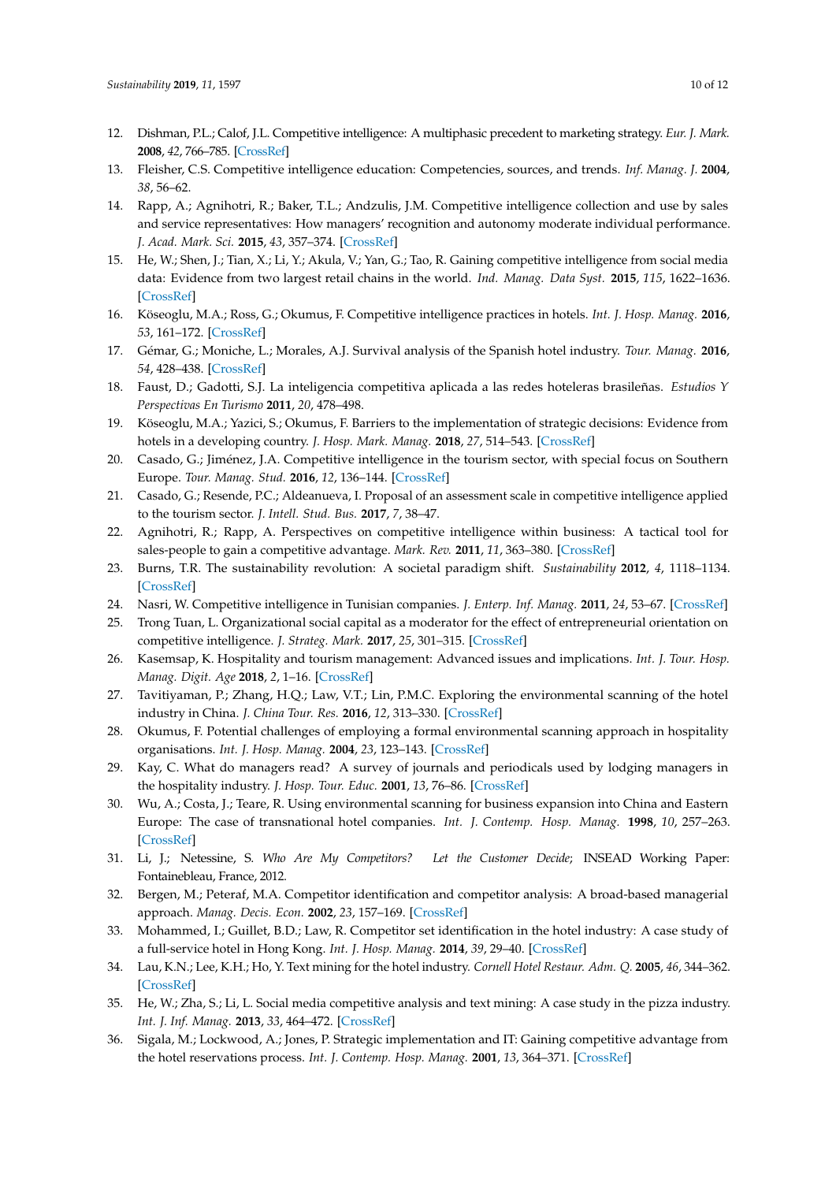12. Dishman, P.L.; Calof, J.L. Competitive intelligence: A multiphasic precedent to marketing strategy. *Eur. J. Mark.* **2008**, *42*, 766–785. [CrossRef]
13. Fleisher, C.S. Competitive intelligence education: Competencies, sources, and trends. *Inf. Manag. J.* **2004**, *38*, 56–62.
14. Rapp, A.; Agnihotri, R.; Baker, T.L.; Andzulis, J.M. Competitive intelligence collection and use by sales and service representatives: How managers' recognition and autonomy moderate individual performance. *J. Acad. Mark. Sci.* **2015**, *43*, 357–374. [CrossRef]
15. He, W.; Shen, J.; Tian, X.; Li, Y.; Akula, V.; Yan, G.; Tao, R. Gaining competitive intelligence from social media data: Evidence from two largest retail chains in the world. *Ind. Manag. Data Syst.* **2015**, *115*, 1622–1636. [CrossRef]
16. Köseoglu, M.A.; Ross, G.; Okumus, F. Competitive intelligence practices in hotels. *Int. J. Hosp. Manag.* **2016**, *53*, 161–172. [CrossRef]
17. Gémar, G.; Moniche, L.; Morales, A.J. Survival analysis of the Spanish hotel industry. *Tour. Manag.* **2016**, *54*, 428–438. [CrossRef]
18. Faust, D.; Gadotti, S.J. La inteligencia competitiva aplicada a las redes hoteleras brasileñas. *Estudios Y Perspectivas En Turismo* **2011**, *20*, 478–498.
19. Köseoglu, M.A.; Yazici, S.; Okumus, F. Barriers to the implementation of strategic decisions: Evidence from hotels in a developing country. *J. Hosp. Mark. Manag.* **2018**, *27*, 514–543. [CrossRef]
20. Casado, G.; Jiménez, J.A. Competitive intelligence in the tourism sector, with special focus on Southern Europe. *Tour. Manag. Stud.* **2016**, *12*, 136–144. [CrossRef]
21. Casado, G.; Resende, P.C.; Aldeanueva, I. Proposal of an assessment scale in competitive intelligence applied to the tourism sector. *J. Intell. Stud. Bus.* **2017**, *7*, 38–47.
22. Agnihotri, R.; Rapp, A. Perspectives on competitive intelligence within business: A tactical tool for sales-people to gain a competitive advantage. *Mark. Rev.* **2011**, *11*, 363–380. [CrossRef]
23. Burns, T.R. The sustainability revolution: A societal paradigm shift. *Sustainability* **2012**, *4*, 1118–1134. [CrossRef]
24. Nasri, W. Competitive intelligence in Tunisian companies. *J. Enterp. Inf. Manag.* **2011**, *24*, 53–67. [CrossRef]
25. Trong Tuan, L. Organizational social capital as a moderator for the effect of entrepreneurial orientation on competitive intelligence. *J. Strateg. Mark.* **2017**, *25*, 301–315. [CrossRef]
26. Kasemsap, K. Hospitality and tourism management: Advanced issues and implications. *Int. J. Tour. Hosp. Manag. Digit. Age* **2018**, *2*, 1–16. [CrossRef]
27. Tavitiyaman, P.; Zhang, H.Q.; Law, V.T.; Lin, P.M.C. Exploring the environmental scanning of the hotel industry in China. *J. China Tour. Res.* **2016**, *12*, 313–330. [CrossRef]
28. Okumus, F. Potential challenges of employing a formal environmental scanning approach in hospitality organisations. *Int. J. Hosp. Manag.* **2004**, *23*, 123–143. [CrossRef]
29. Kay, C. What do managers read? A survey of journals and periodicals used by lodging managers in the hospitality industry. *J. Hosp. Tour. Educ.* **2001**, *13*, 76–86. [CrossRef]
30. Wu, A.; Costa, J.; Teare, R. Using environmental scanning for business expansion into China and Eastern Europe: The case of transnational hotel companies. *Int. J. Contemp. Hosp. Manag.* **1998**, *10*, 257–263. [CrossRef]
31. Li, J.; Netessine, S. *Who Are My Competitors? Let the Customer Decide*; INSEAD Working Paper: Fontainebleau, France, 2012.
32. Bergen, M.; Peteraf, M.A. Competitor identification and competitor analysis: A broad-based managerial approach. *Manag. Decis. Econ.* **2002**, *23*, 157–169. [CrossRef]
33. Mohammed, I.; Guillet, B.D.; Law, R. Competitor set identification in the hotel industry: A case study of a full-service hotel in Hong Kong. *Int. J. Hosp. Manag.* **2014**, *39*, 29–40. [CrossRef]
34. Lau, K.N.; Lee, K.H.; Ho, Y. Text mining for the hotel industry. *Cornell Hotel Restaur. Adm. Q.* **2005**, *46*, 344–362. [CrossRef]
35. He, W.; Zha, S.; Li, L. Social media competitive analysis and text mining: A case study in the pizza industry. *Int. J. Inf. Manag.* **2013**, *33*, 464–472. [CrossRef]
36. Sigala, M.; Lockwood, A.; Jones, P. Strategic implementation and IT: Gaining competitive advantage from the hotel reservations process. *Int. J. Contemp. Hosp. Manag.* **2001**, *13*, 364–371. [CrossRef]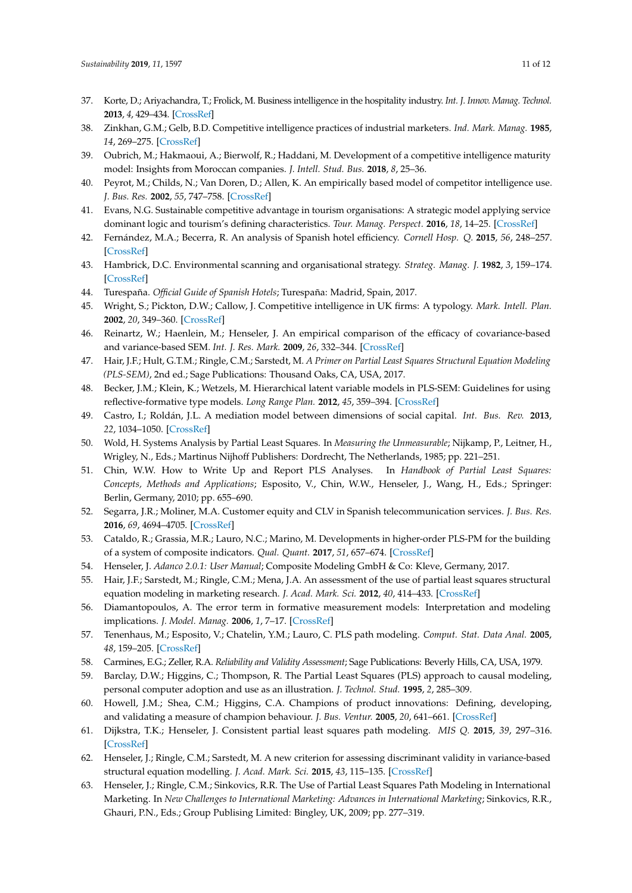37. Korte, D.; Ariyachandra, T.; Frolick, M. Business intelligence in the hospitality industry. *Int. J. Innov. Manag. Technol.* **2013**, *4*, 429–434. [CrossRef]
38. Zinkhan, G.M.; Gelb, B.D. Competitive intelligence practices of industrial marketers. *Ind. Mark. Manag.* **1985**, *14*, 269–275. [CrossRef]
39. Oubrich, M.; Hakmaoui, A.; Bierwolf, R.; Haddani, M. Development of a competitive intelligence maturity model: Insights from Moroccan companies. *J. Intell. Stud. Bus.* **2018**, *8*, 25–36.
40. Peyrot, M.; Childs, N.; Van Doren, D.; Allen, K. An empirically based model of competitor intelligence use. *J. Bus. Res.* **2002**, *55*, 747–758. [CrossRef]
41. Evans, N.G. Sustainable competitive advantage in tourism organisations: A strategic model applying service dominant logic and tourism's defining characteristics. *Tour. Manag. Perspect.* **2016**, *18*, 14–25. [CrossRef]
42. Fernández, M.A.; Becerra, R. An analysis of Spanish hotel efficiency. *Cornell Hosp. Q.* **2015**, *56*, 248–257. [CrossRef]
43. Hambrick, D.C. Environmental scanning and organisational strategy. *Strateg. Manag. J.* **1982**, *3*, 159–174. [CrossRef]
44. Turespaña. *Official Guide of Spanish Hotels*; Turespaña: Madrid, Spain, 2017.
45. Wright, S.; Pickton, D.W.; Callow, J. Competitive intelligence in UK firms: A typology. *Mark. Intell. Plan.* **2002**, *20*, 349–360. [CrossRef]
46. Reinartz, W.; Haenlein, M.; Henseler, J. An empirical comparison of the efficacy of covariance-based and variance-based SEM. *Int. J. Res. Mark.* **2009**, *26*, 332–344. [CrossRef]
47. Hair, J.F.; Hult, G.T.M.; Ringle, C.M.; Sarstedt, M. *A Primer on Partial Least Squares Structural Equation Modeling (PLS-SEM)*, 2nd ed.; Sage Publications: Thousand Oaks, CA, USA, 2017.
48. Becker, J.M.; Klein, K.; Wetzels, M. Hierarchical latent variable models in PLS-SEM: Guidelines for using reflective-formative type models. *Long Range Plan.* **2012**, *45*, 359–394. [CrossRef]
49. Castro, I.; Roldán, J.L. A mediation model between dimensions of social capital. *Int. Bus. Rev.* **2013**, *22*, 1034–1050. [CrossRef]
50. Wold, H. Systems Analysis by Partial Least Squares. In *Measuring the Unmeasurable*; Nijkamp, P., Leitner, H., Wrigley, N., Eds.; Martinus Nijhoff Publishers: Dordrecht, The Netherlands, 1985; pp. 221–251.
51. Chin, W.W. How to Write Up and Report PLS Analyses. In *Handbook of Partial Least Squares: Concepts, Methods and Applications*; Esposito, V., Chin, W.W., Henseler, J., Wang, H., Eds.; Springer: Berlin, Germany, 2010; pp. 655–690.
52. Segarra, J.R.; Moliner, M.A. Customer equity and CLV in Spanish telecommunication services. *J. Bus. Res.* **2016**, *69*, 4694–4705. [CrossRef]
53. Cataldo, R.; Grassia, M.R.; Lauro, N.C.; Marino, M. Developments in higher-order PLS-PM for the building of a system of composite indicators. *Qual. Quant.* **2017**, *51*, 657–674. [CrossRef]
54. Henseler, J. *Adanco 2.0.1: User Manual*; Composite Modeling GmbH & Co: Kleve, Germany, 2017.
55. Hair, J.F.; Sarstedt, M.; Ringle, C.M.; Mena, J.A. An assessment of the use of partial least squares structural equation modeling in marketing research. *J. Acad. Mark. Sci.* **2012**, *40*, 414–433. [CrossRef]
56. Diamantopoulos, A. The error term in formative measurement models: Interpretation and modeling implications. *J. Model. Manag.* **2006**, *1*, 7–17. [CrossRef]
57. Tenenhaus, M.; Esposito, V.; Chatelin, Y.M.; Lauro, C. PLS path modeling. *Comput. Stat. Data Anal.* **2005**, *48*, 159–205. [CrossRef]
58. Carmines, E.G.; Zeller, R.A. *Reliability and Validity Assessment*; Sage Publications: Beverly Hills, CA, USA, 1979.
59. Barclay, D.W.; Higgins, C.; Thompson, R. The Partial Least Squares (PLS) approach to causal modeling, personal computer adoption and use as an illustration. *J. Technol. Stud.* **1995**, *2*, 285–309.
60. Howell, J.M.; Shea, C.M.; Higgins, C.A. Champions of product innovations: Defining, developing, and validating a measure of champion behaviour. *J. Bus. Ventur.* **2005**, *20*, 641–661. [CrossRef]
61. Dijkstra, T.K.; Henseler, J. Consistent partial least squares path modeling. *MIS Q.* **2015**, *39*, 297–316. [CrossRef]
62. Henseler, J.; Ringle, C.M.; Sarstedt, M. A new criterion for assessing discriminant validity in variance-based structural equation modelling. *J. Acad. Mark. Sci.* **2015**, *43*, 115–135. [CrossRef]
63. Henseler, J.; Ringle, C.M.; Sinkovics, R.R. The Use of Partial Least Squares Path Modeling in International Marketing. In *New Challenges to International Marketing: Advances in International Marketing*; Sinkovics, R.R., Ghauri, P.N., Eds.; Group Publising Limited: Bingley, UK, 2009; pp. 277–319.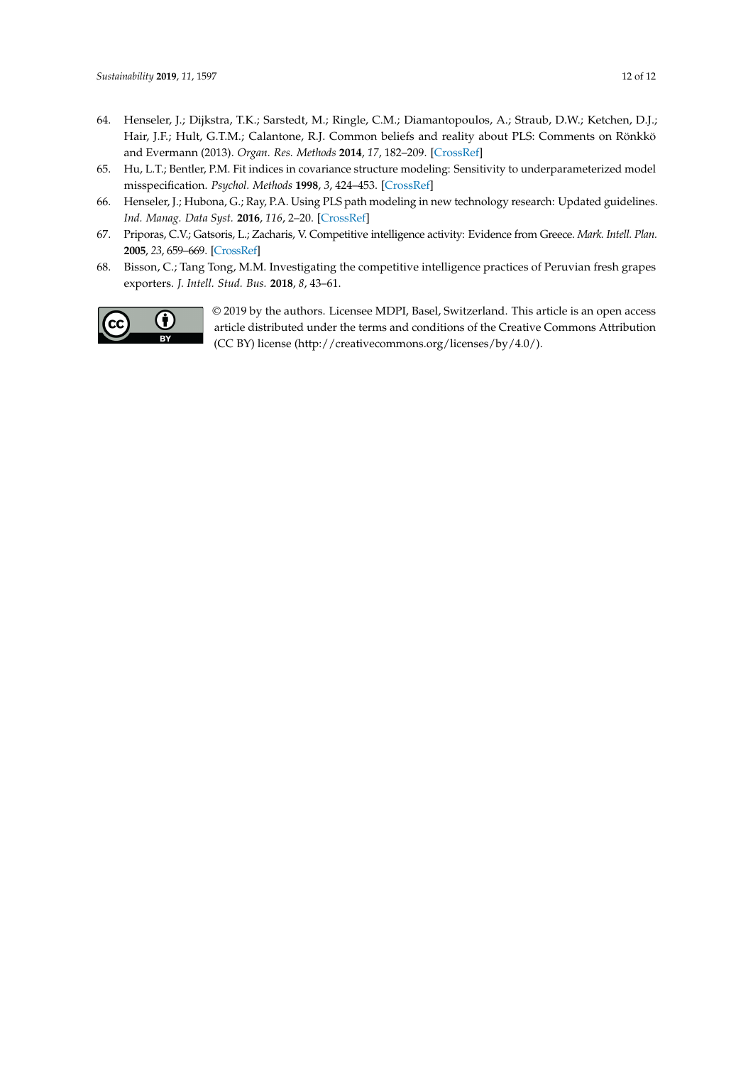64. Henseler, J.; Dijkstra, T.K.; Sarstedt, M.; Ringle, C.M.; Diamantopoulos, A.; Straub, D.W.; Ketchen, D.J.; Hair, J.F.; Hult, G.T.M.; Calantone, R.J. Common beliefs and reality about PLS: Comments on Rönkkö and Evermann (2013). *Organ. Res. Methods* **2014**, *17*, 182–209. [CrossRef]
65. Hu, L.T.; Bentler, P.M. Fit indices in covariance structure modeling: Sensitivity to underparameterized model misspecification. *Psychol. Methods* **1998**, *3*, 424–453. [CrossRef]
66. Henseler, J.; Hubona, G.; Ray, P.A. Using PLS path modeling in new technology research: Updated guidelines. *Ind. Manag. Data Syst.* **2016**, *116*, 2–20. [CrossRef]
67. Priporas, C.V.; Gatsoris, L.; Zacharis, V. Competitive intelligence activity: Evidence from Greece. *Mark. Intell. Plan.* **2005**, *23*, 659–669. [CrossRef]
68. Bisson, C.; Tang Tong, M.M. Investigating the competitive intelligence practices of Peruvian fresh grapes exporters. *J. Intell. Stud. Bus.* **2018**, *8*, 43–61.

© 2019 by the authors. Licensee MDPI, Basel, Switzerland. This article is an open access article distributed under the terms and conditions of the Creative Commons Attribution (CC BY) license (http://creativecommons.org/licenses/by/4.0/).